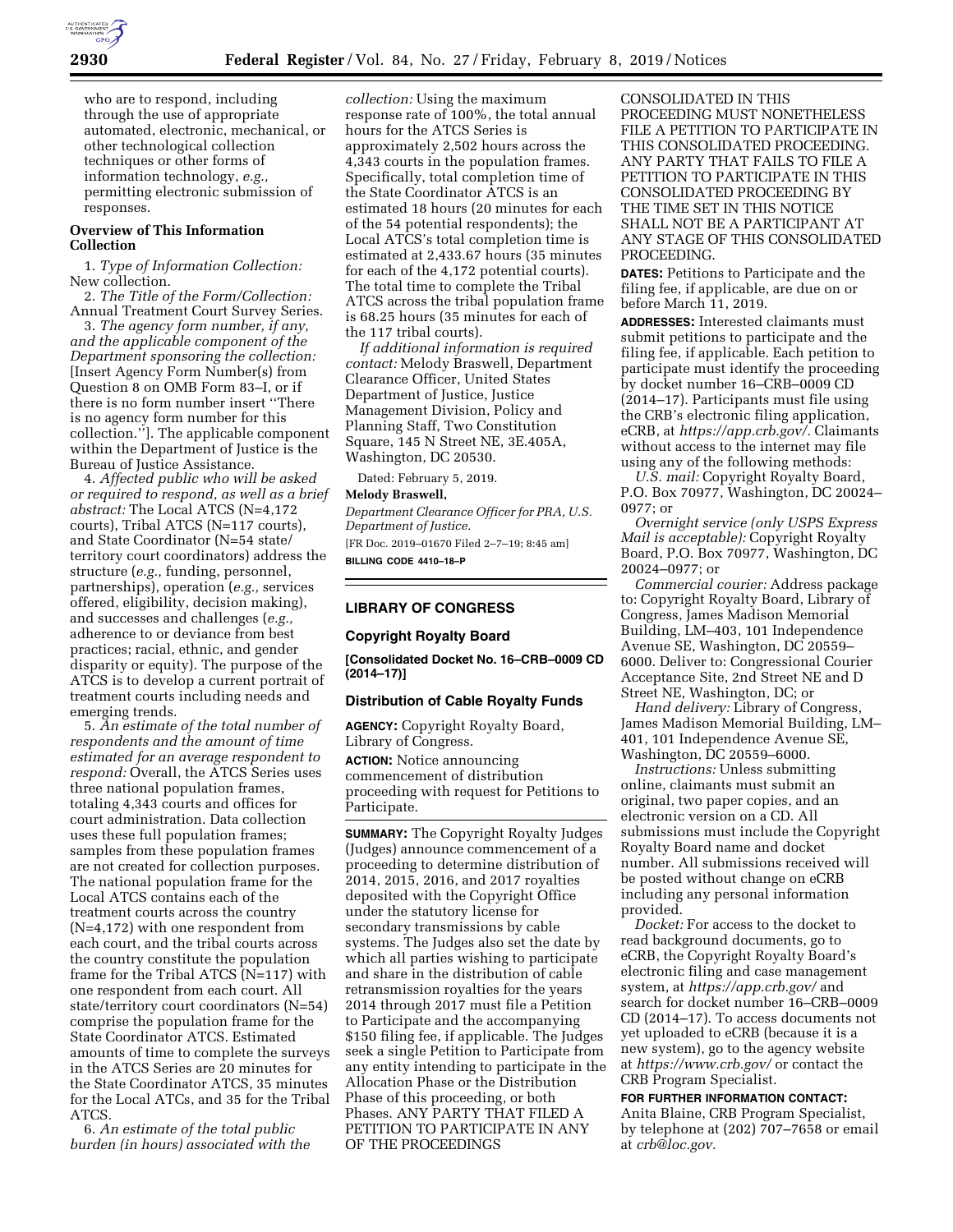who are to respond, including through the use of appropriate automated, electronic, mechanical, or other technological collection techniques or other forms of information technology, *e.g.,* permitting electronic submission of responses.

**Overview of This Information Collection**

1. *Type of Information Collection:* New collection.

2. *The Title of the Form/Collection:* Annual Treatment Court Survey Series.

3. *The agency form number, if any, and the applicable component of the Department sponsoring the collection:* [Insert Agency Form Number(s) from Question 8 on OMB Form 83–I, or if there is no form number insert ''There is no agency form number for this collection.'']. The applicable component within the Department of Justice is the Bureau of Justice Assistance.

4. *Affected public who will be asked or required to respond, as well as a brief abstract:* The Local ATCS (N=4,172 courts), Tribal ATCS (N=117 courts), and State Coordinator (N=54 state/territory court coordinators) address the structure (*e.g.,* funding, personnel, partnerships), operation (*e.g.,* services offered, eligibility, decision making), and successes and challenges (*e.g.,* adherence to or deviance from best practices; racial, ethnic, and gender disparity or equity). The purpose of the ATCS is to develop a current portrait of treatment courts including needs and emerging trends.

5. *An estimate of the total number of respondents and the amount of time estimated for an average respondent to respond:* Overall, the ATCS Series uses three national population frames, totaling 4,343 courts and offices for court administration. Data collection uses these full population frames; samples from these population frames are not created for collection purposes. The national population frame for the Local ATCS contains each of the treatment courts across the country (N=4,172) with one respondent from each court, and the tribal courts across the country constitute the population frame for the Tribal ATCS (N=117) with one respondent from each court. All state/territory court coordinators (N=54) comprise the population frame for the State Coordinator ATCS. Estimated amounts of time to complete the surveys in the ATCS Series are 20 minutes for the State Coordinator ATCS, 35 minutes for the Local ATCs, and 35 for the Tribal ATCS.

6. *An estimate of the total public burden (in hours) associated with the collection:* Using the maximum response rate of 100%, the total annual hours for the ATCS Series is approximately 2,502 hours across the 4,343 courts in the population frames. Specifically, total completion time of the State Coordinator ATCS is an estimated 18 hours (20 minutes for each of the 54 potential respondents); the Local ATCS's total completion time is estimated at 2,433.67 hours (35 minutes for each of the 4,172 potential courts). The total time to complete the Tribal ATCS across the tribal population frame is 68.25 hours (35 minutes for each of the 117 tribal courts).

*If additional information is required contact:* Melody Braswell, Department Clearance Officer, United States Department of Justice, Justice Management Division, Policy and Planning Staff, Two Constitution Square, 145 N Street NE, 3E.405A, Washington, DC 20530.

Dated: February 5, 2019.

**Melody Braswell,**

*Department Clearance Officer for PRA, U.S. Department of Justice.*

[FR Doc. 2019–01670 Filed 2–7–19; 8:45 am]

**BILLING CODE 4410–18–P**

## LIBRARY OF CONGRESS

### Copyright Royalty Board

**[Consolidated Docket No. 16–CRB–0009 CD (2014–17)]**

### Distribution of Cable Royalty Funds

**AGENCY:** Copyright Royalty Board, Library of Congress.

**ACTION:** Notice announcing commencement of distribution proceeding with request for Petitions to Participate.

**SUMMARY:** The Copyright Royalty Judges (Judges) announce commencement of a proceeding to determine distribution of 2014, 2015, 2016, and 2017 royalties deposited with the Copyright Office under the statutory license for secondary transmissions by cable systems. The Judges also set the date by which all parties wishing to participate and share in the distribution of cable retransmission royalties for the years 2014 through 2017 must file a Petition to Participate and the accompanying $150 filing fee, if applicable. The Judges seek a single Petition to Participate from any entity intending to participate in the Allocation Phase or the Distribution Phase of this proceeding, or both Phases. ANY PARTY THAT FILED A PETITION TO PARTICIPATE IN ANY OF THE PROCEEDINGS CONSOLIDATED IN THIS PROCEEDING MUST NONETHELESS FILE A PETITION TO PARTICIPATE IN THIS CONSOLIDATED PROCEEDING. ANY PARTY THAT FAILS TO FILE A PETITION TO PARTICIPATE IN THIS CONSOLIDATED PROCEEDING BY THE TIME SET IN THIS NOTICE SHALL NOT BE A PARTICIPANT AT ANY STAGE OF THIS CONSOLIDATED PROCEEDING.

**DATES:** Petitions to Participate and the filing fee, if applicable, are due on or before March 11, 2019.

**ADDRESSES:** Interested claimants must submit petitions to participate and the filing fee, if applicable. Each petition to participate must identify the proceeding by docket number 16–CRB–0009 CD (2014–17). Participants must file using the CRB's electronic filing application, eCRB, at *https://app.crb.gov/*. Claimants without access to the internet may file using any of the following methods:

*U.S. mail:* Copyright Royalty Board, P.O. Box 70977, Washington, DC 20024–0977; or

*Overnight service (only USPS Express Mail is acceptable):* Copyright Royalty Board, P.O. Box 70977, Washington, DC 20024–0977; or

*Commercial courier:* Address package to: Copyright Royalty Board, Library of Congress, James Madison Memorial Building, LM–403, 101 Independence Avenue SE, Washington, DC 20559–6000. Deliver to: Congressional Courier Acceptance Site, 2nd Street NE and D Street NE, Washington, DC; or

*Hand delivery:* Library of Congress, James Madison Memorial Building, LM–401, 101 Independence Avenue SE, Washington, DC 20559–6000.

*Instructions:* Unless submitting online, claimants must submit an original, two paper copies, and an electronic version on a CD. All submissions must include the Copyright Royalty Board name and docket number. All submissions received will be posted without change on eCRB including any personal information provided.

*Docket:* For access to the docket to read background documents, go to eCRB, the Copyright Royalty Board's electronic filing and case management system, at *https://app.crb.gov/* and search for docket number 16–CRB–0009 CD (2014–17). To access documents not yet uploaded to eCRB (because it is a new system), go to the agency website at *https://www.crb.gov/* or contact the CRB Program Specialist.

**FOR FURTHER INFORMATION CONTACT:** Anita Blaine, CRB Program Specialist, by telephone at (202) 707–7658 or email at *crb@loc.gov.*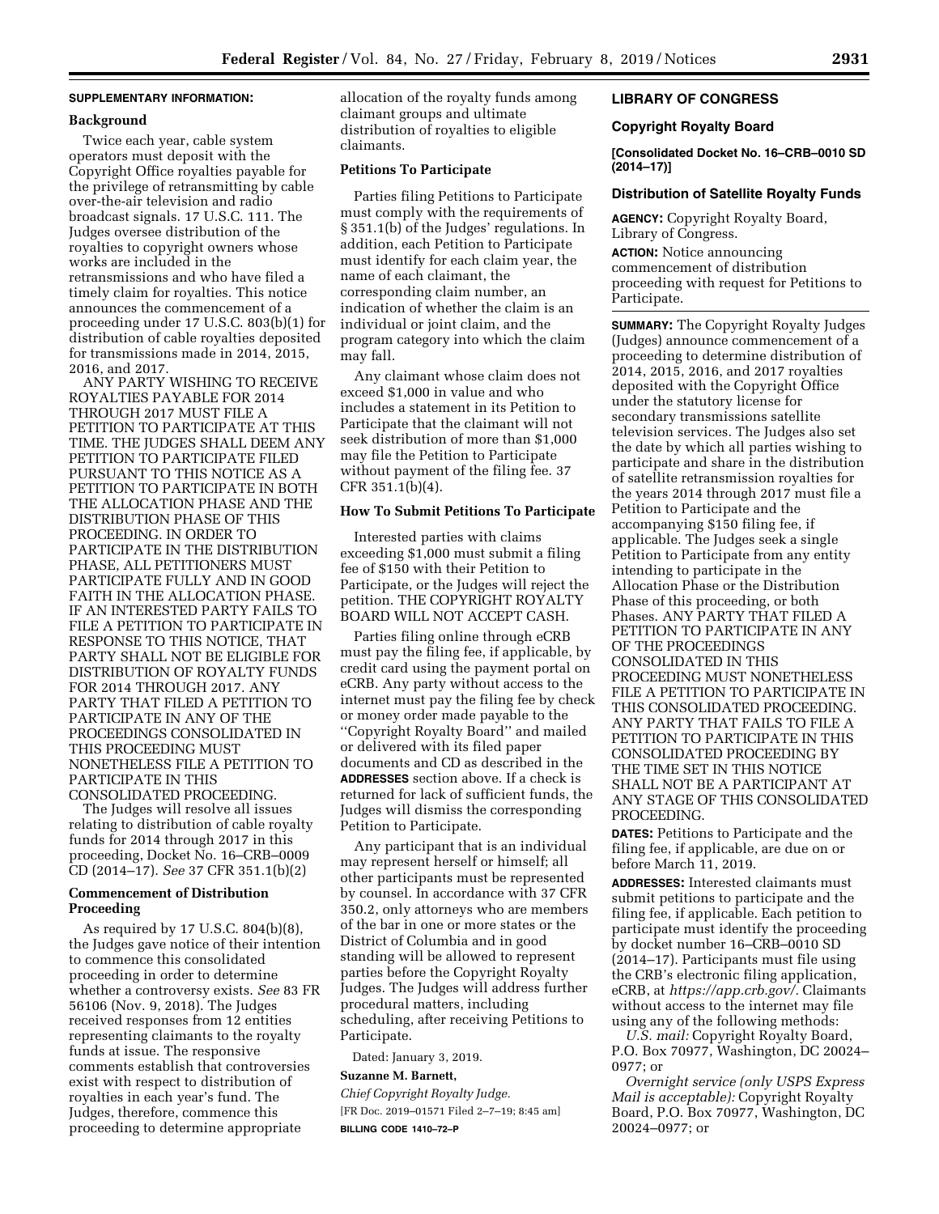**SUPPLEMENTARY INFORMATION:**

**Background**

Twice each year, cable system operators must deposit with the Copyright Office royalties payable for the privilege of retransmitting by cable over-the-air television and radio broadcast signals. 17 U.S.C. 111. The Judges oversee distribution of the royalties to copyright owners whose works are included in the retransmissions and who have filed a timely claim for royalties. This notice announces the commencement of a proceeding under 17 U.S.C. 803(b)(1) for distribution of cable royalties deposited for transmissions made in 2014, 2015, 2016, and 2017.

ANY PARTY WISHING TO RECEIVE ROYALTIES PAYABLE FOR 2014 THROUGH 2017 MUST FILE A PETITION TO PARTICIPATE AT THIS TIME. THE JUDGES SHALL DEEM ANY PETITION TO PARTICIPATE FILED PURSUANT TO THIS NOTICE AS A PETITION TO PARTICIPATE IN BOTH THE ALLOCATION PHASE AND THE DISTRIBUTION PHASE OF THIS PROCEEDING. IN ORDER TO PARTICIPATE IN THE DISTRIBUTION PHASE, ALL PETITIONERS MUST PARTICIPATE FULLY AND IN GOOD FAITH IN THE ALLOCATION PHASE. IF AN INTERESTED PARTY FAILS TO FILE A PETITION TO PARTICIPATE IN RESPONSE TO THIS NOTICE, THAT PARTY SHALL NOT BE ELIGIBLE FOR DISTRIBUTION OF ROYALTY FUNDS FOR 2014 THROUGH 2017. ANY PARTY THAT FILED A PETITION TO PARTICIPATE IN ANY OF THE PROCEEDINGS CONSOLIDATED IN THIS PROCEEDING MUST NONETHELESS FILE A PETITION TO PARTICIPATE IN THIS CONSOLIDATED PROCEEDING.

The Judges will resolve all issues relating to distribution of cable royalty funds for 2014 through 2017 in this proceeding, Docket No. 16–CRB–0009 CD (2014–17). *See* 37 CFR 351.1(b)(2)

**Commencement of Distribution Proceeding**

As required by 17 U.S.C. 804(b)(8), the Judges gave notice of their intention to commence this consolidated proceeding in order to determine whether a controversy exists. *See* 83 FR 56106 (Nov. 9, 2018). The Judges received responses from 12 entities representing claimants to the royalty funds at issue. The responsive comments establish that controversies exist with respect to distribution of royalties in each year's fund. The Judges, therefore, commence this proceeding to determine appropriate allocation of the royalty funds among claimant groups and ultimate distribution of royalties to eligible claimants.

**Petitions To Participate**

Parties filing Petitions to Participate must comply with the requirements of § 351.1(b) of the Judges' regulations. In addition, each Petition to Participate must identify for each claim year, the name of each claimant, the corresponding claim number, an indication of whether the claim is an individual or joint claim, and the program category into which the claim may fall.

Any claimant whose claim does not exceed $1,000 in value and who includes a statement in its Petition to Participate that the claimant will not seek distribution of more than $1,000 may file the Petition to Participate without payment of the filing fee. 37 CFR 351.1(b)(4).

**How To Submit Petitions To Participate**

Interested parties with claims exceeding $1,000 must submit a filing fee of $150 with their Petition to Participate, or the Judges will reject the petition. THE COPYRIGHT ROYALTY BOARD WILL NOT ACCEPT CASH.

Parties filing online through eCRB must pay the filing fee, if applicable, by credit card using the payment portal on eCRB. Any party without access to the internet must pay the filing fee by check or money order made payable to the ''Copyright Royalty Board'' and mailed or delivered with its filed paper documents and CD as described in the **ADDRESSES** section above. If a check is returned for lack of sufficient funds, the Judges will dismiss the corresponding Petition to Participate.

Any participant that is an individual may represent herself or himself; all other participants must be represented by counsel. In accordance with 37 CFR 350.2, only attorneys who are members of the bar in one or more states or the District of Columbia and in good standing will be allowed to represent parties before the Copyright Royalty Judges. The Judges will address further procedural matters, including scheduling, after receiving Petitions to Participate.

Dated: January 3, 2019.

**Suzanne M. Barnett,**

*Chief Copyright Royalty Judge.*

[FR Doc. 2019–01571 Filed 2–7–19; 8:45 am]

**BILLING CODE 1410–72–P**

## LIBRARY OF CONGRESS

### Copyright Royalty Board

**[Consolidated Docket No. 16–CRB–0010 SD (2014–17)]**

### Distribution of Satellite Royalty Funds

**AGENCY:** Copyright Royalty Board, Library of Congress.

**ACTION:** Notice announcing commencement of distribution proceeding with request for Petitions to Participate.

**SUMMARY:** The Copyright Royalty Judges (Judges) announce commencement of a proceeding to determine distribution of 2014, 2015, 2016, and 2017 royalties deposited with the Copyright Office under the statutory license for secondary transmissions satellite television services. The Judges also set the date by which all parties wishing to participate and share in the distribution of satellite retransmission royalties for the years 2014 through 2017 must file a Petition to Participate and the accompanying $150 filing fee, if applicable. The Judges seek a single Petition to Participate from any entity intending to participate in the Allocation Phase or the Distribution Phase of this proceeding, or both Phases. ANY PARTY THAT FILED A PETITION TO PARTICIPATE IN ANY OF THE PROCEEDINGS CONSOLIDATED IN THIS PROCEEDING MUST NONETHELESS FILE A PETITION TO PARTICIPATE IN THIS CONSOLIDATED PROCEEDING. ANY PARTY THAT FAILS TO FILE A PETITION TO PARTICIPATE IN THIS CONSOLIDATED PROCEEDING BY THE TIME SET IN THIS NOTICE SHALL NOT BE A PARTICIPANT AT ANY STAGE OF THIS CONSOLIDATED PROCEEDING.

**DATES:** Petitions to Participate and the filing fee, if applicable, are due on or before March 11, 2019.

**ADDRESSES:** Interested claimants must submit petitions to participate and the filing fee, if applicable. Each petition to participate must identify the proceeding by docket number 16–CRB–0010 SD (2014–17). Participants must file using the CRB's electronic filing application, eCRB, at *https://app.crb.gov/*. Claimants without access to the internet may file using any of the following methods:

*U.S. mail:* Copyright Royalty Board, P.O. Box 70977, Washington, DC 20024–0977; or

*Overnight service (only USPS Express Mail is acceptable):* Copyright Royalty Board, P.O. Box 70977, Washington, DC 20024–0977; or